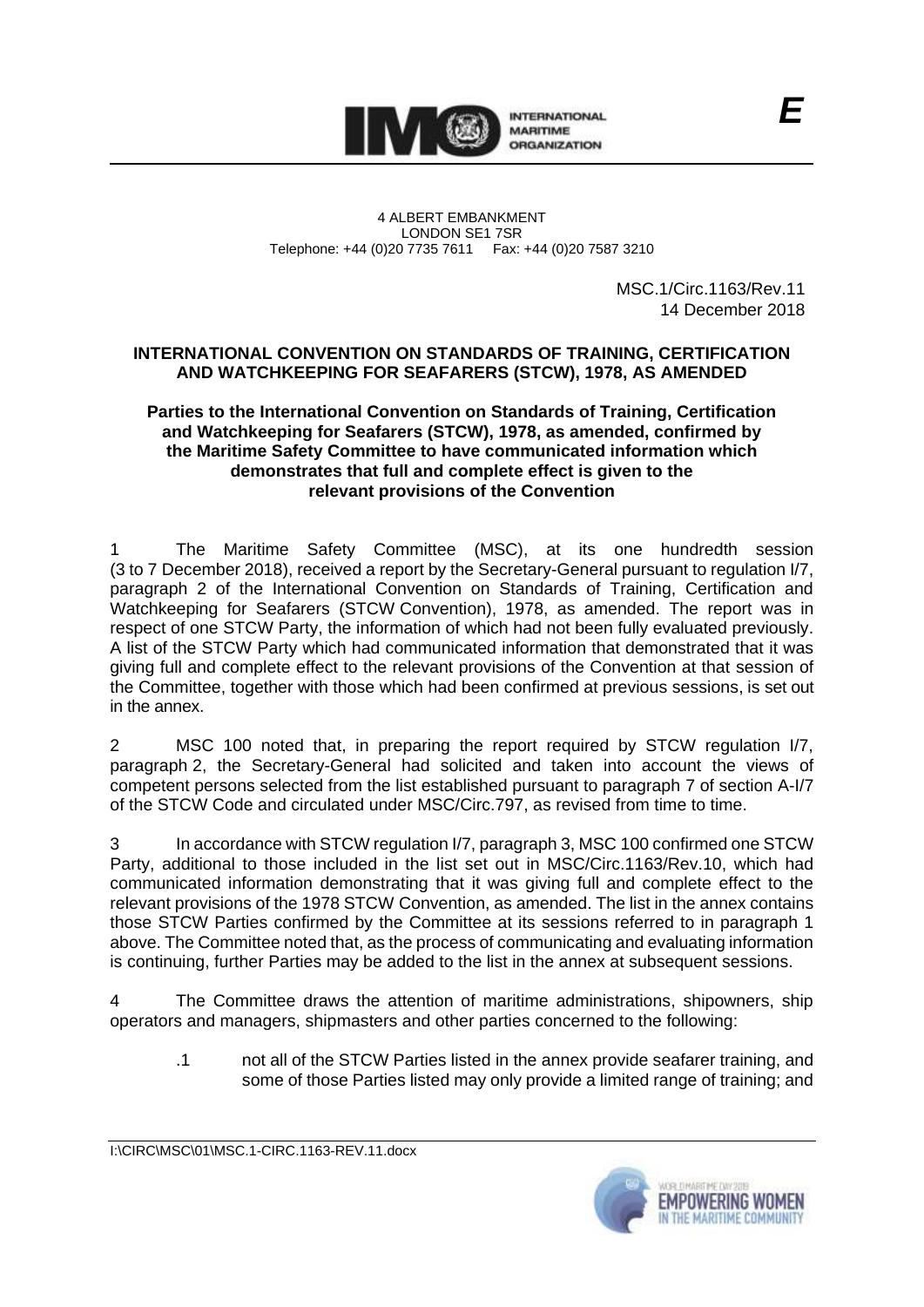4 ALBERT EMBANKMENT
LONDON SE1 7SR
Telephone: +44 (0)20 7735 7611 Fax: +44 (0)20 7587 3210

MSC.1/Circ.1163/Rev.11
14 December 2018

**INTERNATIONAL CONVENTION ON STANDARDS OF TRAINING, CERTIFICATION AND WATCHKEEPING FOR SEAFARERS (STCW), 1978, AS AMENDED**

**Parties to the International Convention on Standards of Training, Certification and Watchkeeping for Seafarers (STCW), 1978, as amended, confirmed by the Maritime Safety Committee to have communicated information which demonstrates that full and complete effect is given to the relevant provisions of the Convention**

1 The Maritime Safety Committee (MSC), at its one hundredth session (3 to 7 December 2018), received a report by the Secretary-General pursuant to regulation I/7, paragraph 2 of the International Convention on Standards of Training, Certification and Watchkeeping for Seafarers (STCW Convention), 1978, as amended. The report was in respect of one STCW Party, the information of which had not been fully evaluated previously. A list of the STCW Party which had communicated information that demonstrated that it was giving full and complete effect to the relevant provisions of the Convention at that session of the Committee, together with those which had been confirmed at previous sessions, is set out in the annex.

2 MSC 100 noted that, in preparing the report required by STCW regulation I/7, paragraph 2, the Secretary-General had solicited and taken into account the views of competent persons selected from the list established pursuant to paragraph 7 of section A-I/7 of the STCW Code and circulated under MSC/Circ.797, as revised from time to time.

3 In accordance with STCW regulation I/7, paragraph 3, MSC 100 confirmed one STCW Party, additional to those included in the list set out in MSC/Circ.1163/Rev.10, which had communicated information demonstrating that it was giving full and complete effect to the relevant provisions of the 1978 STCW Convention, as amended. The list in the annex contains those STCW Parties confirmed by the Committee at its sessions referred to in paragraph 1 above. The Committee noted that, as the process of communicating and evaluating information is continuing, further Parties may be added to the list in the annex at subsequent sessions.

4 The Committee draws the attention of maritime administrations, shipowners, ship operators and managers, shipmasters and other parties concerned to the following:

.1 not all of the STCW Parties listed in the annex provide seafarer training, and some of those Parties listed may only provide a limited range of training; and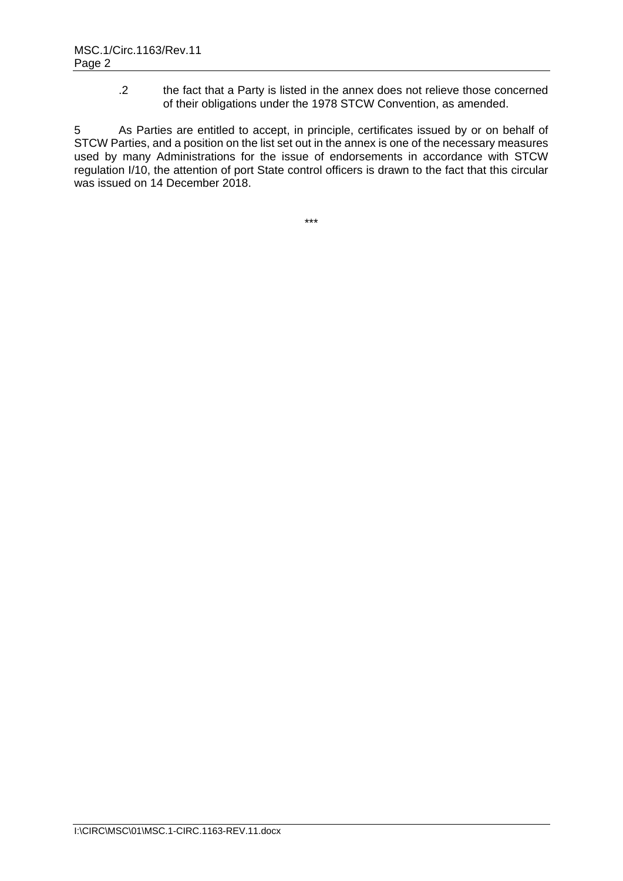.2 the fact that a Party is listed in the annex does not relieve those concerned of their obligations under the 1978 STCW Convention, as amended.

5 As Parties are entitled to accept, in principle, certificates issued by or on behalf of STCW Parties, and a position on the list set out in the annex is one of the necessary measures used by many Administrations for the issue of endorsements in accordance with STCW regulation I/10, the attention of port State control officers is drawn to the fact that this circular was issued on 14 December 2018.

***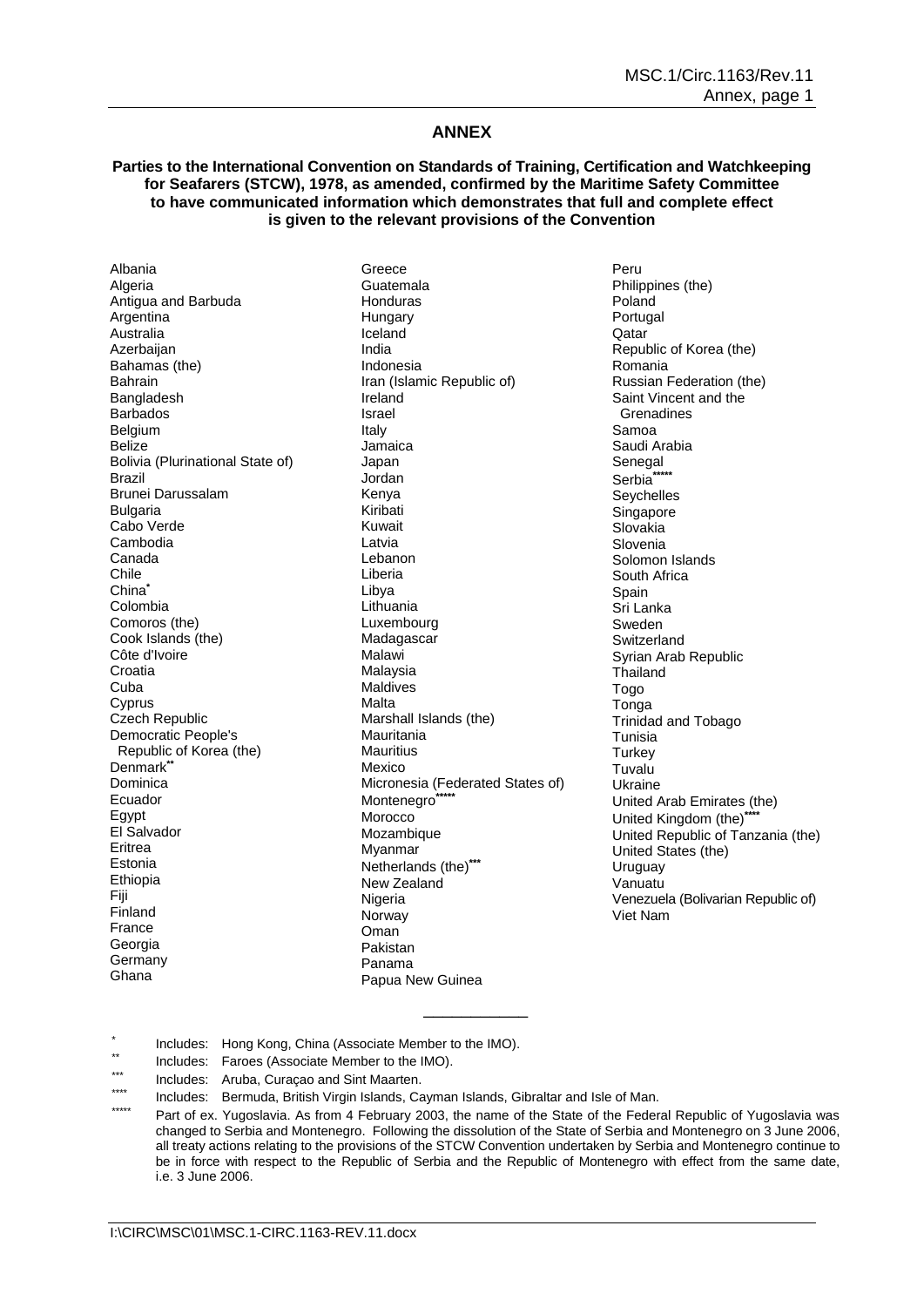# ANNEX

**Parties to the International Convention on Standards of Training, Certification and Watchkeeping for Seafarers (STCW), 1978, as amended, confirmed by the Maritime Safety Committee to have communicated information which demonstrates that full and complete effect is given to the relevant provisions of the Convention**

Albania
Algeria
Antigua and Barbuda
Argentina
Australia
Azerbaijan
Bahamas (the)
Bahrain
Bangladesh
Barbados
Belgium
Belize
Bolivia (Plurinational State of)
Brazil
Brunei Darussalam
Bulgaria
Cabo Verde
Cambodia
Canada
Chile
China*
Colombia
Comoros (the)
Cook Islands (the)
Côte d'Ivoire
Croatia
Cuba
Cyprus
Czech Republic
Democratic People's Republic of Korea (the)
Denmark**
Dominica
Ecuador
Egypt
El Salvador
Eritrea
Estonia
Ethiopia
Fiji
Finland
France
Georgia
Germany
Ghana
Greece
Guatemala
Honduras
Hungary
Iceland
India
Indonesia
Iran (Islamic Republic of)
Ireland
Israel
Italy
Jamaica
Japan
Jordan
Kenya
Kiribati
Kuwait
Latvia
Lebanon
Liberia
Libya
Lithuania
Luxembourg
Madagascar
Malawi
Malaysia
Maldives
Malta
Marshall Islands (the)
Mauritania
Mauritius
Mexico
Micronesia (Federated States of)
Montenegro*****
Morocco
Mozambique
Myanmar
Netherlands (the)***
New Zealand
Nigeria
Norway
Oman
Pakistan
Panama
Papua New Guinea
Peru
Philippines (the)
Poland
Portugal
Qatar
Republic of Korea (the)
Romania
Russian Federation (the)
Saint Vincent and the Grenadines
Samoa
Saudi Arabia
Senegal
Serbia*****
Seychelles
Singapore
Slovakia
Slovenia
Solomon Islands
South Africa
Spain
Sri Lanka
Sweden
Switzerland
Syrian Arab Republic
Thailand
Togo
Tonga
Trinidad and Tobago
Tunisia
Turkey
Tuvalu
Ukraine
United Arab Emirates (the)
United Kingdom (the)****
United Republic of Tanzania (the)
United States (the)
Uruguay
Vanuatu
Venezuela (Bolivarian Republic of)
Viet Nam

___

\* Includes: Hong Kong, China (Associate Member to the IMO).

\*\* Includes: Faroes (Associate Member to the IMO).

\*\*\* Includes: Aruba, Curaçao and Sint Maarten.

\*\*\*\* Includes: Bermuda, British Virgin Islands, Cayman Islands, Gibraltar and Isle of Man.

\*\*\*\*\* Part of ex. Yugoslavia. As from 4 February 2003, the name of the State of the Federal Republic of Yugoslavia was changed to Serbia and Montenegro. Following the dissolution of the State of Serbia and Montenegro on 3 June 2006, all treaty actions relating to the provisions of the STCW Convention undertaken by Serbia and Montenegro continue to be in force with respect to the Republic of Serbia and the Republic of Montenegro with effect from the same date, i.e. 3 June 2006.